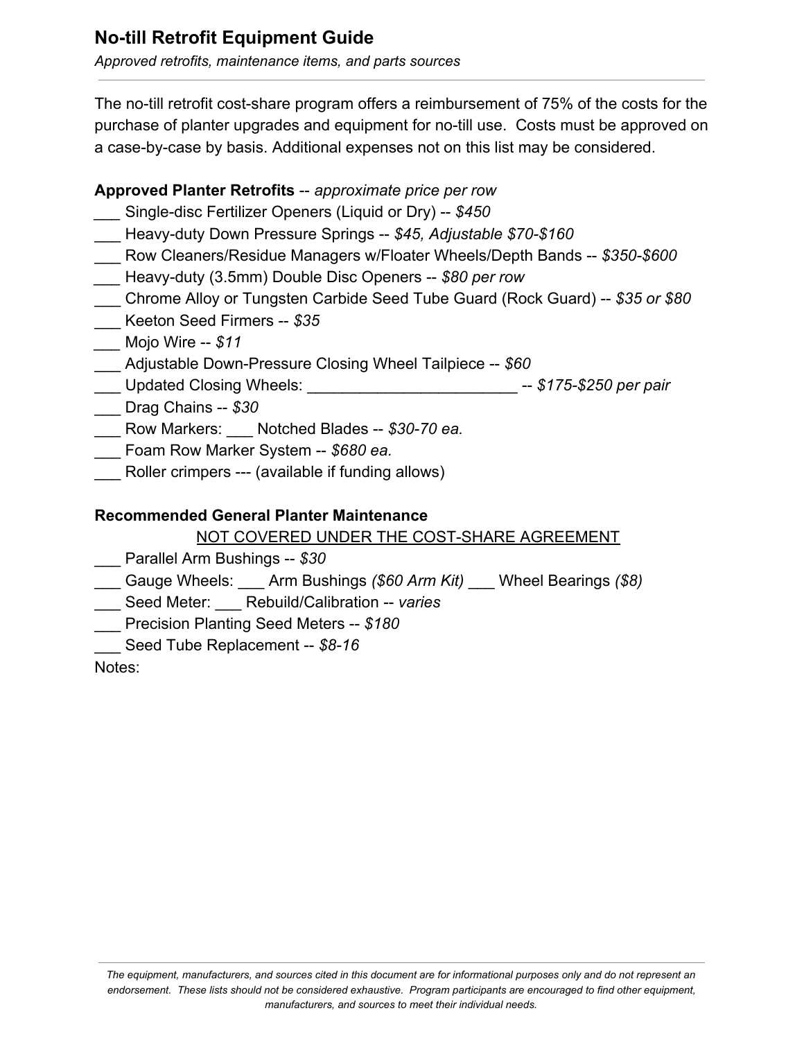# No-till Retrofit Equipment Guide

*Approved retrofits, maintenance items, and parts sources*

---

The no-till retrofit cost-share program offers a reimbursement of 75% of the costs for the purchase of planter upgrades and equipment for no-till use. Costs must be approved on a case-by-case by basis. Additional expenses not on this list may be considered.

**Approved Planter Retrofits** -- *approximate price per row*

___ Single-disc Fertilizer Openers (Liquid or Dry) -- *$450*
___ Heavy-duty Down Pressure Springs -- *$45, Adjustable $70-$160*
___ Row Cleaners/Residue Managers w/Floater Wheels/Depth Bands -- *$350-$600*
___ Heavy-duty (3.5mm) Double Disc Openers -- *$80 per row*
___ Chrome Alloy or Tungsten Carbide Seed Tube Guard (Rock Guard) -- *$35 or $80*
___ Keeton Seed Firmers -- *$35*
___ Mojo Wire -- *$11*
___ Adjustable Down-Pressure Closing Wheel Tailpiece -- *$60*
___ Updated Closing Wheels: ________________________ -- *$175-$250 per pair*
___ Drag Chains -- *$30*
___ Row Markers: ___ Notched Blades -- *$30-70 ea.*
___ Foam Row Marker System -- *$680 ea.*
___ Roller crimpers --- (available if funding allows)

**Recommended General Planter Maintenance**

<u>NOT COVERED UNDER THE COST-SHARE AGREEMENT</u>

___ Parallel Arm Bushings -- *$30*
___ Gauge Wheels: ___ Arm Bushings *($60 Arm Kit)* ___ Wheel Bearings *($8)*
___ Seed Meter: ___ Rebuild/Calibration -- *varies*
___ Precision Planting Seed Meters -- *$180*
___ Seed Tube Replacement -- *$8-16*

Notes:

---

*The equipment, manufacturers, and sources cited in this document are for informational purposes only and do not represent an endorsement. These lists should not be considered exhaustive. Program participants are encouraged to find other equipment, manufacturers, and sources to meet their individual needs.*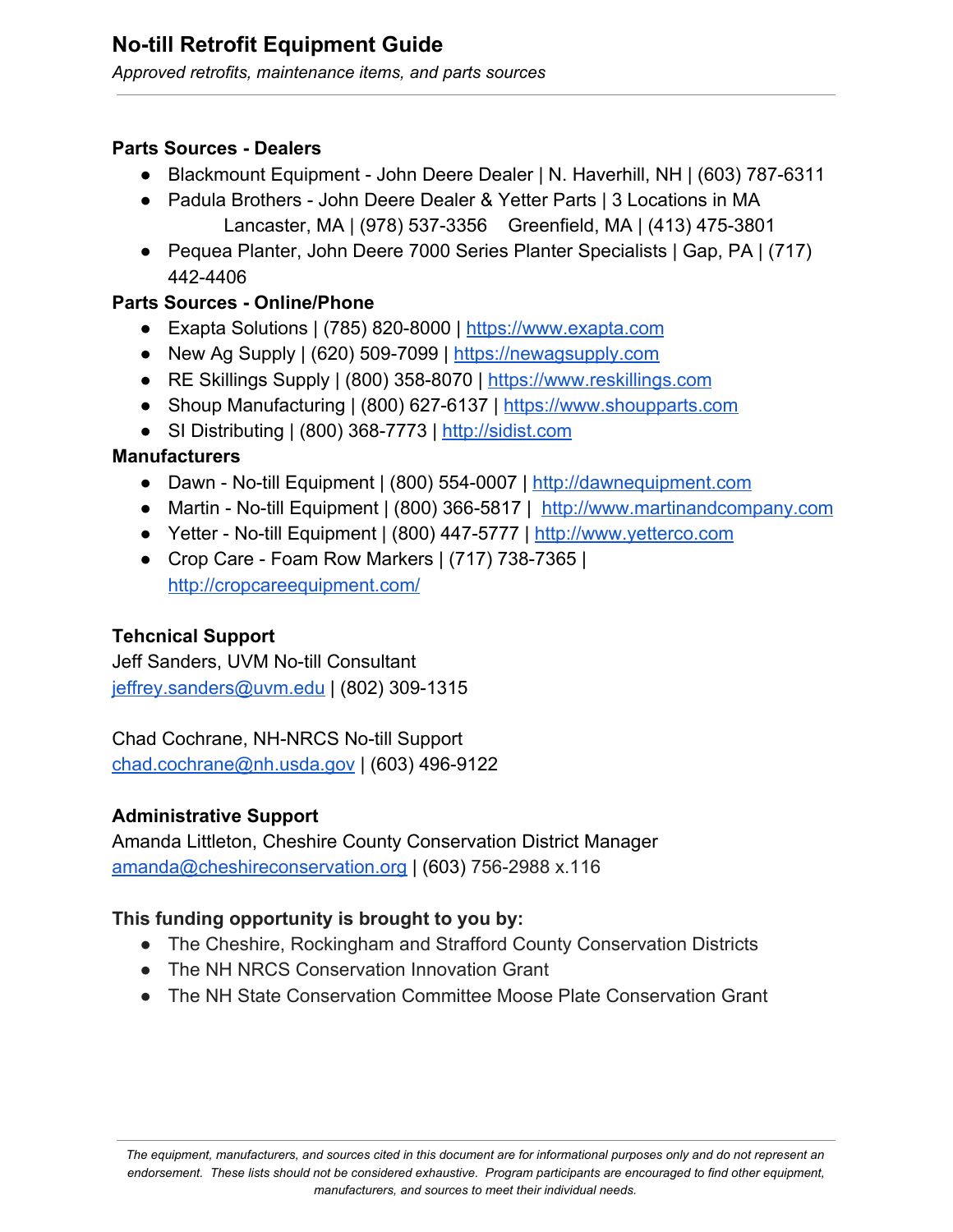# No-till Retrofit Equipment Guide

*Approved retrofits, maintenance items, and parts sources*

---

**Parts Sources - Dealers**

- Blackmount Equipment - John Deere Dealer | N. Haverhill, NH | (603) 787-6311
- Padula Brothers - John Deere Dealer & Yetter Parts | 3 Locations in MA
  Lancaster, MA | (978) 537-3356 Greenfield, MA | (413) 475-3801
- Pequea Planter, John Deere 7000 Series Planter Specialists | Gap, PA | (717) 442-4406

**Parts Sources - Online/Phone**

- Exapta Solutions | (785) 820-8000 | https://www.exapta.com
- New Ag Supply | (620) 509-7099 | https://newagsupply.com
- RE Skillings Supply | (800) 358-8070 | https://www.reskillings.com
- Shoup Manufacturing | (800) 627-6137 | https://www.shoupparts.com
- SI Distributing | (800) 368-7773 | http://sidist.com

**Manufacturers**

- Dawn - No-till Equipment | (800) 554-0007 | http://dawnequipment.com
- Martin - No-till Equipment | (800) 366-5817 | http://www.martinandcompany.com
- Yetter - No-till Equipment | (800) 447-5777 | http://www.yetterco.com
- Crop Care - Foam Row Markers | (717) 738-7365 | http://cropcareequipment.com/

**Tehcnical Support**

Jeff Sanders, UVM No-till Consultant
jeffrey.sanders@uvm.edu | (802) 309-1315

Chad Cochrane, NH-NRCS No-till Support
chad.cochrane@nh.usda.gov | (603) 496-9122

**Administrative Support**

Amanda Littleton, Cheshire County Conservation District Manager
amanda@cheshireconservation.org | (603) 756-2988 x.116

**This funding opportunity is brought to you by:**

- The Cheshire, Rockingham and Strafford County Conservation Districts
- The NH NRCS Conservation Innovation Grant
- The NH State Conservation Committee Moose Plate Conservation Grant

---

*The equipment, manufacturers, and sources cited in this document are for informational purposes only and do not represent an endorsement. These lists should not be considered exhaustive. Program participants are encouraged to find other equipment, manufacturers, and sources to meet their individual needs.*